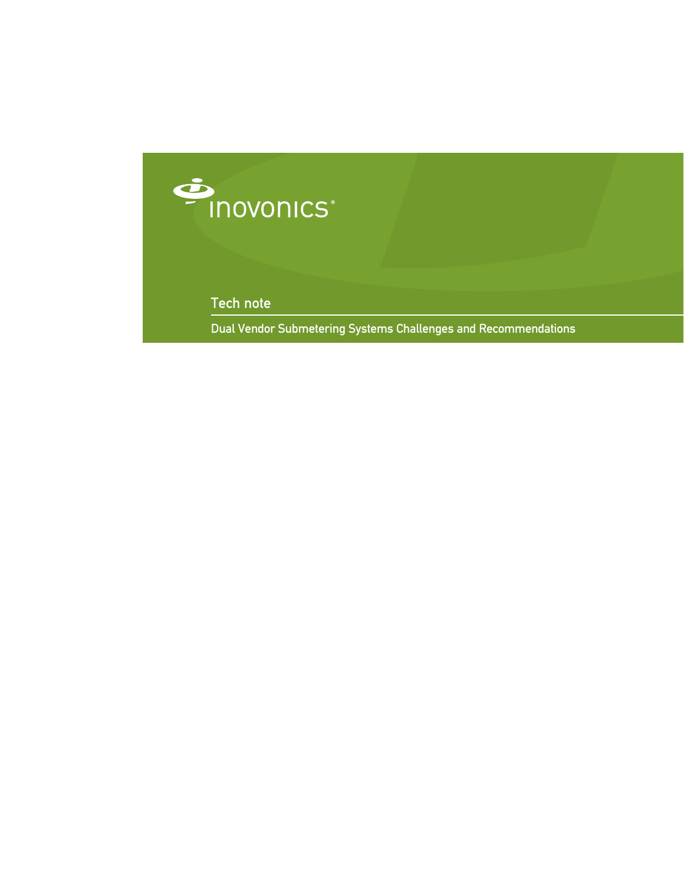inovonics®

# Tech note

## Dual Vendor Submetering Systems Challenges and Recommendations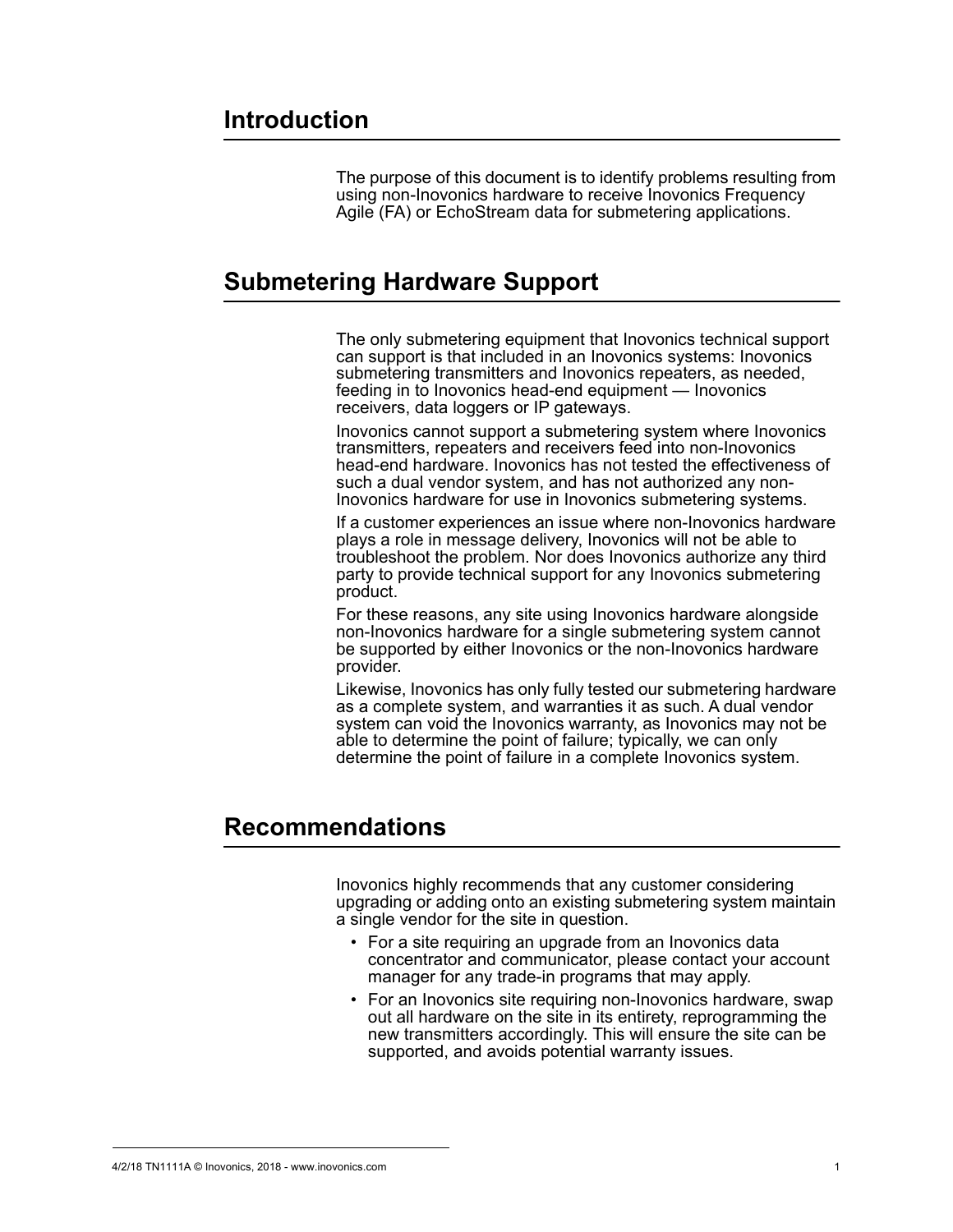## Introduction

The purpose of this document is to identify problems resulting from using non-Inovonics hardware to receive Inovonics Frequency Agile (FA) or EchoStream data for submetering applications.

## Submetering Hardware Support

The only submetering equipment that Inovonics technical support can support is that included in an Inovonics systems: Inovonics submetering transmitters and Inovonics repeaters, as needed, feeding in to Inovonics head-end equipment — Inovonics receivers, data loggers or IP gateways.

Inovonics cannot support a submetering system where Inovonics transmitters, repeaters and receivers feed into non-Inovonics head-end hardware. Inovonics has not tested the effectiveness of such a dual vendor system, and has not authorized any non-Inovonics hardware for use in Inovonics submetering systems.

If a customer experiences an issue where non-Inovonics hardware plays a role in message delivery, Inovonics will not be able to troubleshoot the problem. Nor does Inovonics authorize any third party to provide technical support for any Inovonics submetering product.

For these reasons, any site using Inovonics hardware alongside non-Inovonics hardware for a single submetering system cannot be supported by either Inovonics or the non-Inovonics hardware provider.

Likewise, Inovonics has only fully tested our submetering hardware as a complete system, and warranties it as such. A dual vendor system can void the Inovonics warranty, as Inovonics may not be able to determine the point of failure; typically, we can only determine the point of failure in a complete Inovonics system.

## Recommendations

Inovonics highly recommends that any customer considering upgrading or adding onto an existing submetering system maintain a single vendor for the site in question.

- For a site requiring an upgrade from an Inovonics data concentrator and communicator, please contact your account manager for any trade-in programs that may apply.
- For an Inovonics site requiring non-Inovonics hardware, swap out all hardware on the site in its entirety, reprogramming the new transmitters accordingly. This will ensure the site can be supported, and avoids potential warranty issues.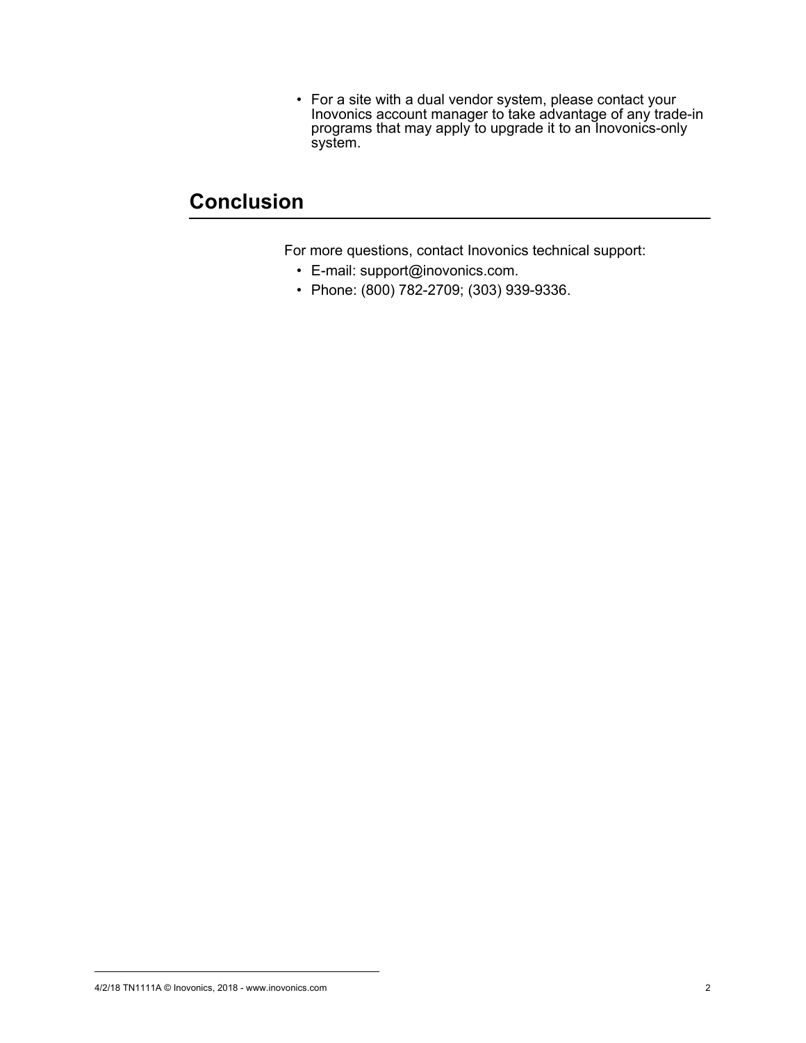- For a site with a dual vendor system, please contact your Inovonics account manager to take advantage of any trade-in programs that may apply to upgrade it to an Inovonics-only system.

## Conclusion

For more questions, contact Inovonics technical support:

- E-mail: support@inovonics.com.
- Phone: (800) 782-2709; (303) 939-9336.